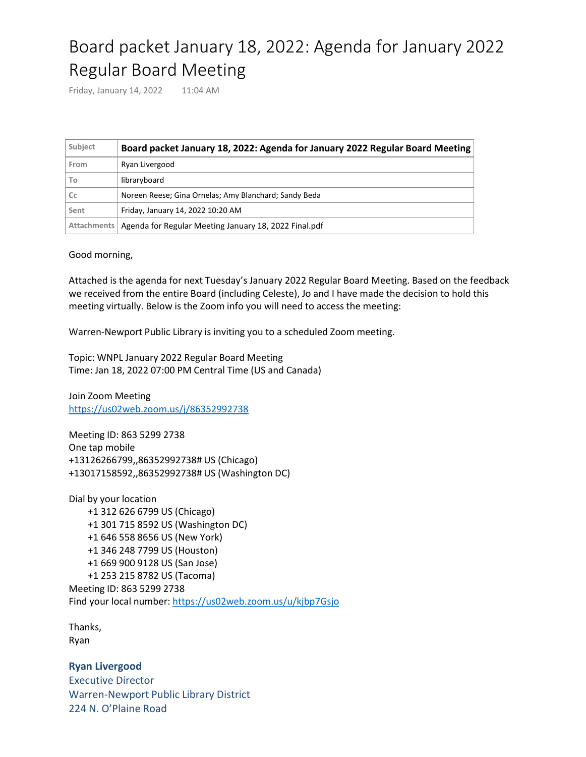# Board packet January 18, 2022: Agenda for January 2022 Regular Board Meeting

Friday, January 14, 2022 11:04 AM

| Subject | Board packet January 18, 2022: Agenda for January 2022 Regular Board Meeting |
|---|---|
| From | Ryan Livergood |
| To | libraryboard |
| Cc | Noreen Reese; Gina Ornelas; Amy Blanchard; Sandy Beda |
| Sent | Friday, January 14, 2022 10:20 AM |
| Attachments | Agenda for Regular Meeting January 18, 2022 Final.pdf |

Good morning,

Attached is the agenda for next Tuesday's January 2022 Regular Board Meeting. Based on the feedback we received from the entire Board (including Celeste), Jo and I have made the decision to hold this meeting virtually. Below is the Zoom info you will need to access the meeting:

Warren-Newport Public Library is inviting you to a scheduled Zoom meeting.

Topic: WNPL January 2022 Regular Board Meeting
Time: Jan 18, 2022 07:00 PM Central Time (US and Canada)

Join Zoom Meeting
https://us02web.zoom.us/j/86352992738

Meeting ID: 863 5299 2738
One tap mobile
+13126266799,,86352992738# US (Chicago)
+13017158592,,86352992738# US (Washington DC)

Dial by your location
- +1 312 626 6799 US (Chicago)
- +1 301 715 8592 US (Washington DC)
- +1 646 558 8656 US (New York)
- +1 346 248 7799 US (Houston)
- +1 669 900 9128 US (San Jose)
- +1 253 215 8782 US (Tacoma)

Meeting ID: 863 5299 2738
Find your local number: https://us02web.zoom.us/u/kjbp7Gsjo

Thanks,
Ryan

**Ryan Livergood**
Executive Director
Warren-Newport Public Library District
224 N. O'Plaine Road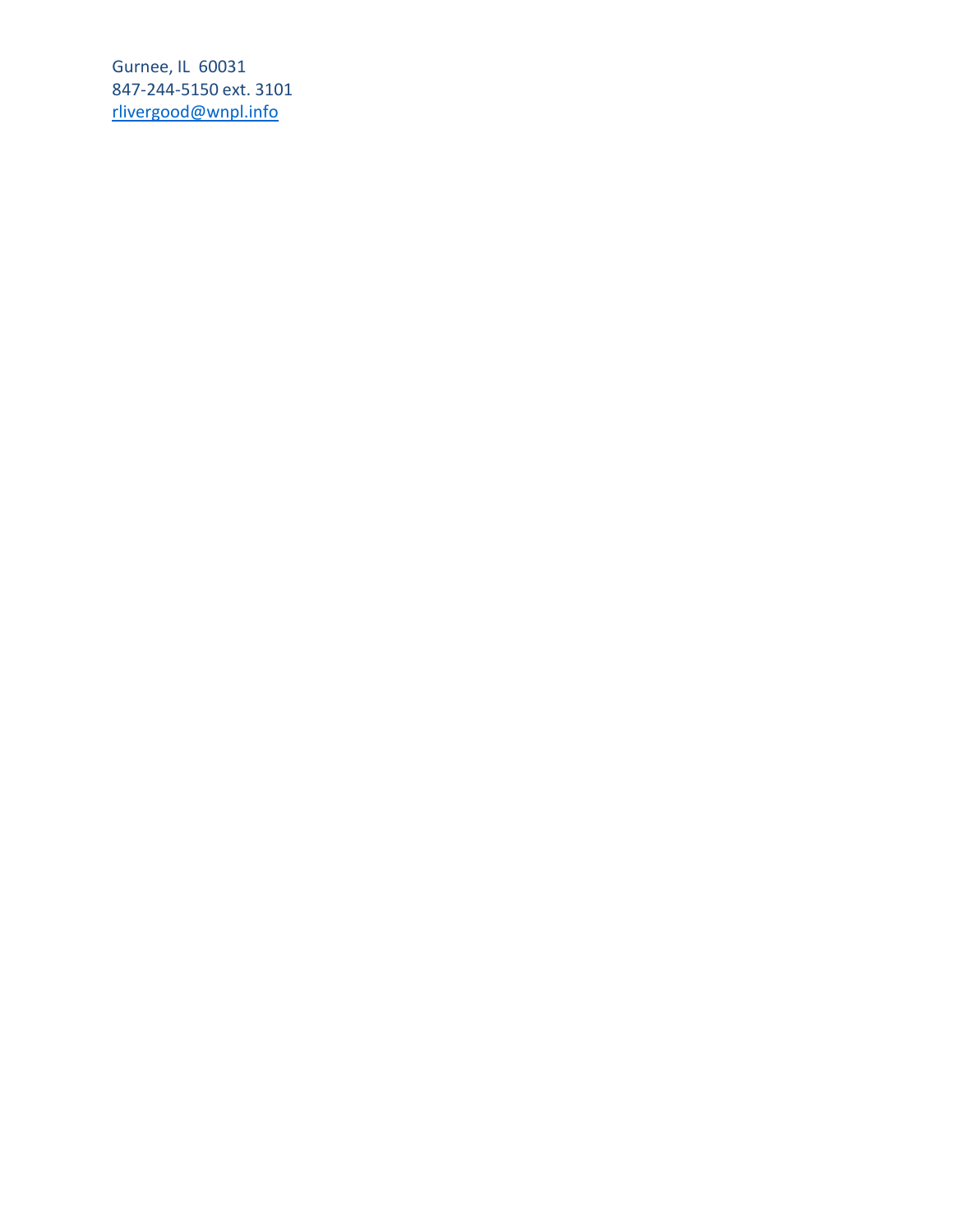Gurnee, IL 60031
847-244-5150 ext. 3101
rlivergood@wnpl.info